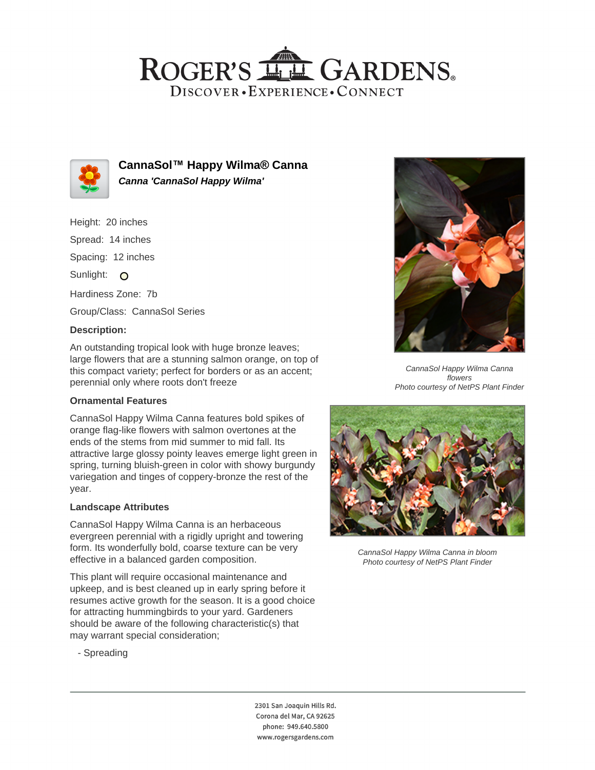# ROGER'S GARDENS

DISCOVER • EXPERIENCE • CONNECT

## CannaSol™ Happy Wilma® Canna

***Canna 'CannaSol Happy Wilma'***

Height: 20 inches

Spread: 14 inches

Spacing: 12 inches

Sunlight: ○

Hardiness Zone: 7b

Group/Class: CannaSol Series

### Description:

An outstanding tropical look with huge bronze leaves; large flowers that are a stunning salmon orange, on top of this compact variety; perfect for borders or as an accent; perennial only where roots don't freeze

### Ornamental Features

CannaSol Happy Wilma Canna features bold spikes of orange flag-like flowers with salmon overtones at the ends of the stems from mid summer to mid fall. Its attractive large glossy pointy leaves emerge light green in spring, turning bluish-green in color with showy burgundy variegation and tinges of coppery-bronze the rest of the year.

### Landscape Attributes

CannaSol Happy Wilma Canna is an herbaceous evergreen perennial with a rigidly upright and towering form. Its wonderfully bold, coarse texture can be very effective in a balanced garden composition.

This plant will require occasional maintenance and upkeep, and is best cleaned up in early spring before it resumes active growth for the season. It is a good choice for attracting hummingbirds to your yard. Gardeners should be aware of the following characteristic(s) that may warrant special consideration;

- Spreading

*CannaSol Happy Wilma Canna flowers*
*Photo courtesy of NetPS Plant Finder*

*CannaSol Happy Wilma Canna in bloom*
*Photo courtesy of NetPS Plant Finder*

2301 San Joaquin Hills Rd.
Corona del Mar, CA 92625
phone: 949.640.5800
www.rogersgardens.com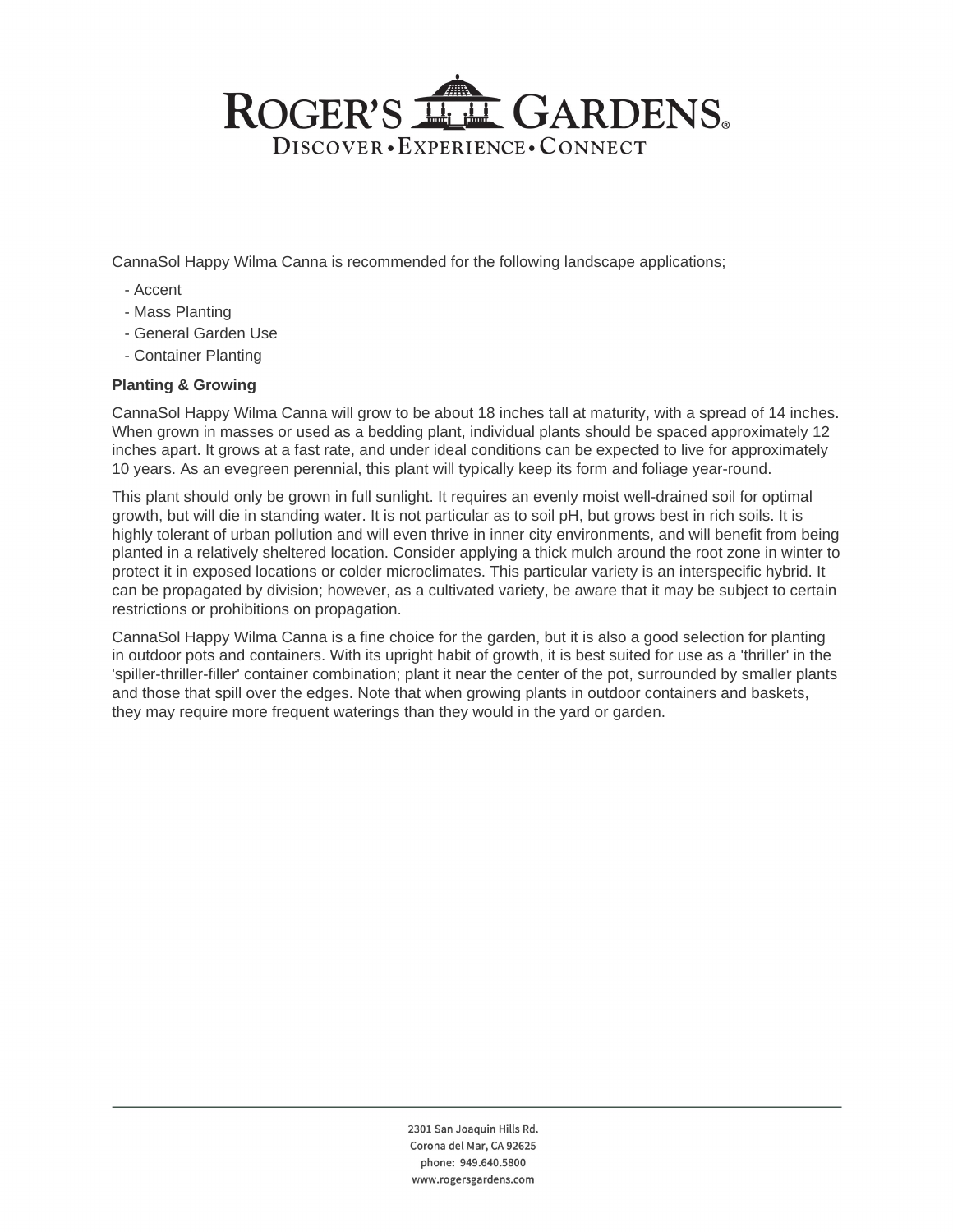CannaSol Happy Wilma Canna is recommended for the following landscape applications;

- Accent
- Mass Planting
- General Garden Use
- Container Planting

**Planting & Growing**

CannaSol Happy Wilma Canna will grow to be about 18 inches tall at maturity, with a spread of 14 inches. When grown in masses or used as a bedding plant, individual plants should be spaced approximately 12 inches apart. It grows at a fast rate, and under ideal conditions can be expected to live for approximately 10 years. As an evegreen perennial, this plant will typically keep its form and foliage year-round.

This plant should only be grown in full sunlight. It requires an evenly moist well-drained soil for optimal growth, but will die in standing water. It is not particular as to soil pH, but grows best in rich soils. It is highly tolerant of urban pollution and will even thrive in inner city environments, and will benefit from being planted in a relatively sheltered location. Consider applying a thick mulch around the root zone in winter to protect it in exposed locations or colder microclimates. This particular variety is an interspecific hybrid. It can be propagated by division; however, as a cultivated variety, be aware that it may be subject to certain restrictions or prohibitions on propagation.

CannaSol Happy Wilma Canna is a fine choice for the garden, but it is also a good selection for planting in outdoor pots and containers. With its upright habit of growth, it is best suited for use as a 'thriller' in the 'spiller-thriller-filler' container combination; plant it near the center of the pot, surrounded by smaller plants and those that spill over the edges. Note that when growing plants in outdoor containers and baskets, they may require more frequent waterings than they would in the yard or garden.